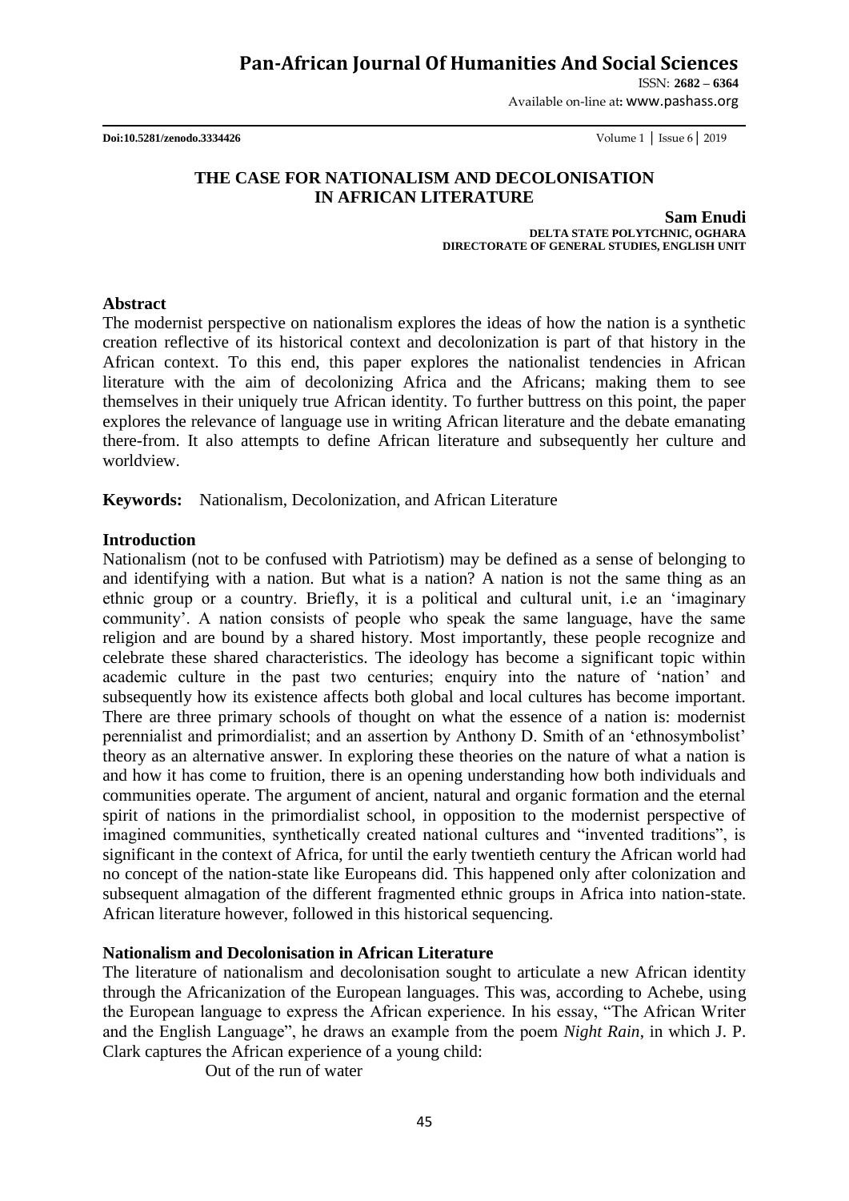# THE CASE FOR NATIONALISM AND DECOLONISATION IN AFRICAN LITERATURE

**Sam Enudi**
**DELTA STATE POLYTCHNIC, OGHARA**
**DIRECTORATE OF GENERAL STUDIES, ENGLISH UNIT**

## Abstract

The modernist perspective on nationalism explores the ideas of how the nation is a synthetic creation reflective of its historical context and decolonization is part of that history in the African context. To this end, this paper explores the nationalist tendencies in African literature with the aim of decolonizing Africa and the Africans; making them to see themselves in their uniquely true African identity. To further buttress on this point, the paper explores the relevance of language use in writing African literature and the debate emanating there-from. It also attempts to define African literature and subsequently her culture and worldview.

**Keywords:** Nationalism, Decolonization, and African Literature

## Introduction

Nationalism (not to be confused with Patriotism) may be defined as a sense of belonging to and identifying with a nation. But what is a nation? A nation is not the same thing as an ethnic group or a country. Briefly, it is a political and cultural unit, i.e an 'imaginary community'. A nation consists of people who speak the same language, have the same religion and are bound by a shared history. Most importantly, these people recognize and celebrate these shared characteristics. The ideology has become a significant topic within academic culture in the past two centuries; enquiry into the nature of 'nation' and subsequently how its existence affects both global and local cultures has become important. There are three primary schools of thought on what the essence of a nation is: modernist perennialist and primordialist; and an assertion by Anthony D. Smith of an 'ethnosymbolist' theory as an alternative answer. In exploring these theories on the nature of what a nation is and how it has come to fruition, there is an opening understanding how both individuals and communities operate. The argument of ancient, natural and organic formation and the eternal spirit of nations in the primordialist school, in opposition to the modernist perspective of imagined communities, synthetically created national cultures and "invented traditions", is significant in the context of Africa, for until the early twentieth century the African world had no concept of the nation-state like Europeans did. This happened only after colonization and subsequent almagation of the different fragmented ethnic groups in Africa into nation-state. African literature however, followed in this historical sequencing.

## Nationalism and Decolonisation in African Literature

The literature of nationalism and decolonisation sought to articulate a new African identity through the Africanization of the European languages. This was, according to Achebe, using the European language to express the African experience. In his essay, "The African Writer and the English Language", he draws an example from the poem *Night Rain*, in which J. P. Clark captures the African experience of a young child:

Out of the run of water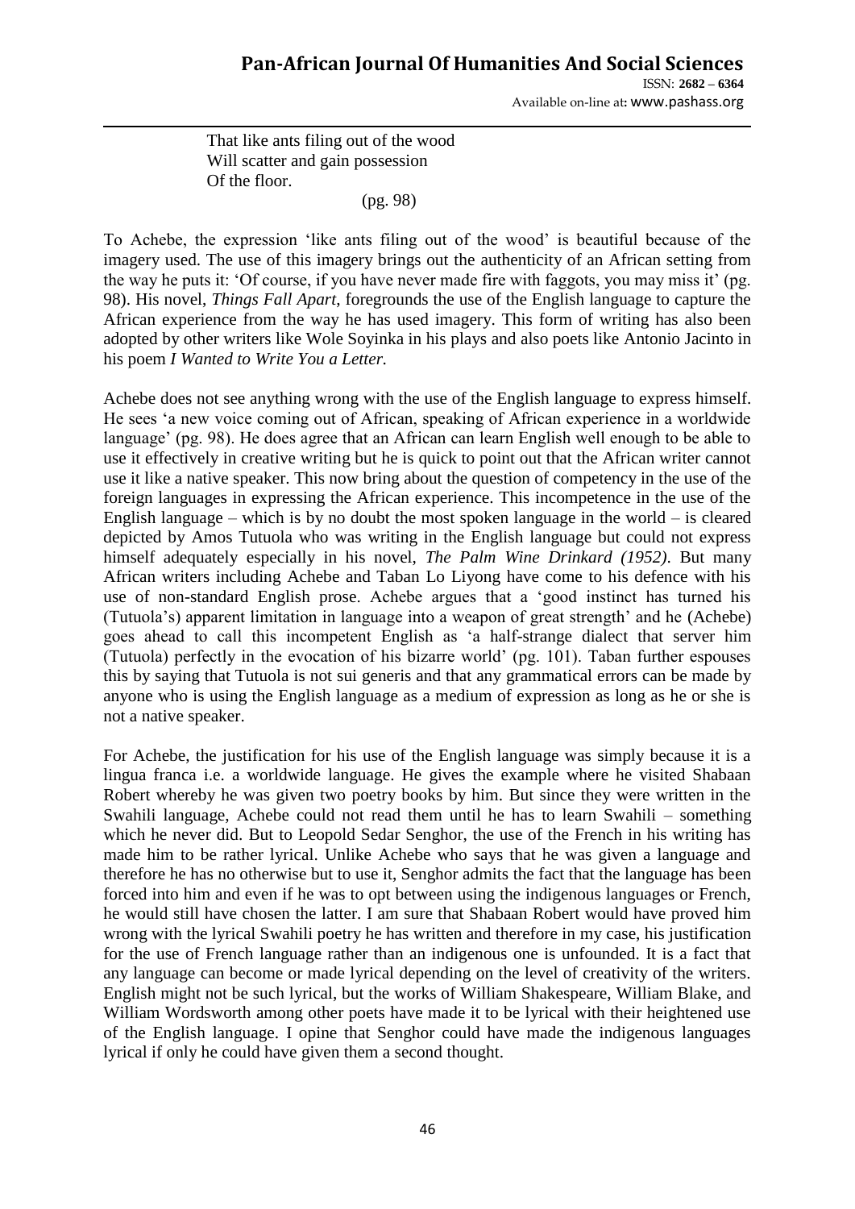That like ants filing out of the wood  
Will scatter and gain possession  
Of the floor.

(pg. 98)

To Achebe, the expression 'like ants filing out of the wood' is beautiful because of the imagery used. The use of this imagery brings out the authenticity of an African setting from the way he puts it: 'Of course, if you have never made fire with faggots, you may miss it' (pg. 98). His novel, *Things Fall Apart,* foregrounds the use of the English language to capture the African experience from the way he has used imagery. This form of writing has also been adopted by other writers like Wole Soyinka in his plays and also poets like Antonio Jacinto in his poem *I Wanted to Write You a Letter.*

Achebe does not see anything wrong with the use of the English language to express himself. He sees 'a new voice coming out of African, speaking of African experience in a worldwide language' (pg. 98). He does agree that an African can learn English well enough to be able to use it effectively in creative writing but he is quick to point out that the African writer cannot use it like a native speaker. This now bring about the question of competency in the use of the foreign languages in expressing the African experience. This incompetence in the use of the English language – which is by no doubt the most spoken language in the world – is cleared depicted by Amos Tutuola who was writing in the English language but could not express himself adequately especially in his novel, *The Palm Wine Drinkard (1952).* But many African writers including Achebe and Taban Lo Liyong have come to his defence with his use of non-standard English prose. Achebe argues that a 'good instinct has turned his (Tutuola's) apparent limitation in language into a weapon of great strength' and he (Achebe) goes ahead to call this incompetent English as 'a half-strange dialect that server him (Tutuola) perfectly in the evocation of his bizarre world' (pg. 101). Taban further espouses this by saying that Tutuola is not sui generis and that any grammatical errors can be made by anyone who is using the English language as a medium of expression as long as he or she is not a native speaker.

For Achebe, the justification for his use of the English language was simply because it is a lingua franca i.e. a worldwide language. He gives the example where he visited Shabaan Robert whereby he was given two poetry books by him. But since they were written in the Swahili language, Achebe could not read them until he has to learn Swahili – something which he never did. But to Leopold Sedar Senghor, the use of the French in his writing has made him to be rather lyrical. Unlike Achebe who says that he was given a language and therefore he has no otherwise but to use it, Senghor admits the fact that the language has been forced into him and even if he was to opt between using the indigenous languages or French, he would still have chosen the latter. I am sure that Shabaan Robert would have proved him wrong with the lyrical Swahili poetry he has written and therefore in my case, his justification for the use of French language rather than an indigenous one is unfounded. It is a fact that any language can become or made lyrical depending on the level of creativity of the writers. English might not be such lyrical, but the works of William Shakespeare, William Blake, and William Wordsworth among other poets have made it to be lyrical with their heightened use of the English language. I opine that Senghor could have made the indigenous languages lyrical if only he could have given them a second thought.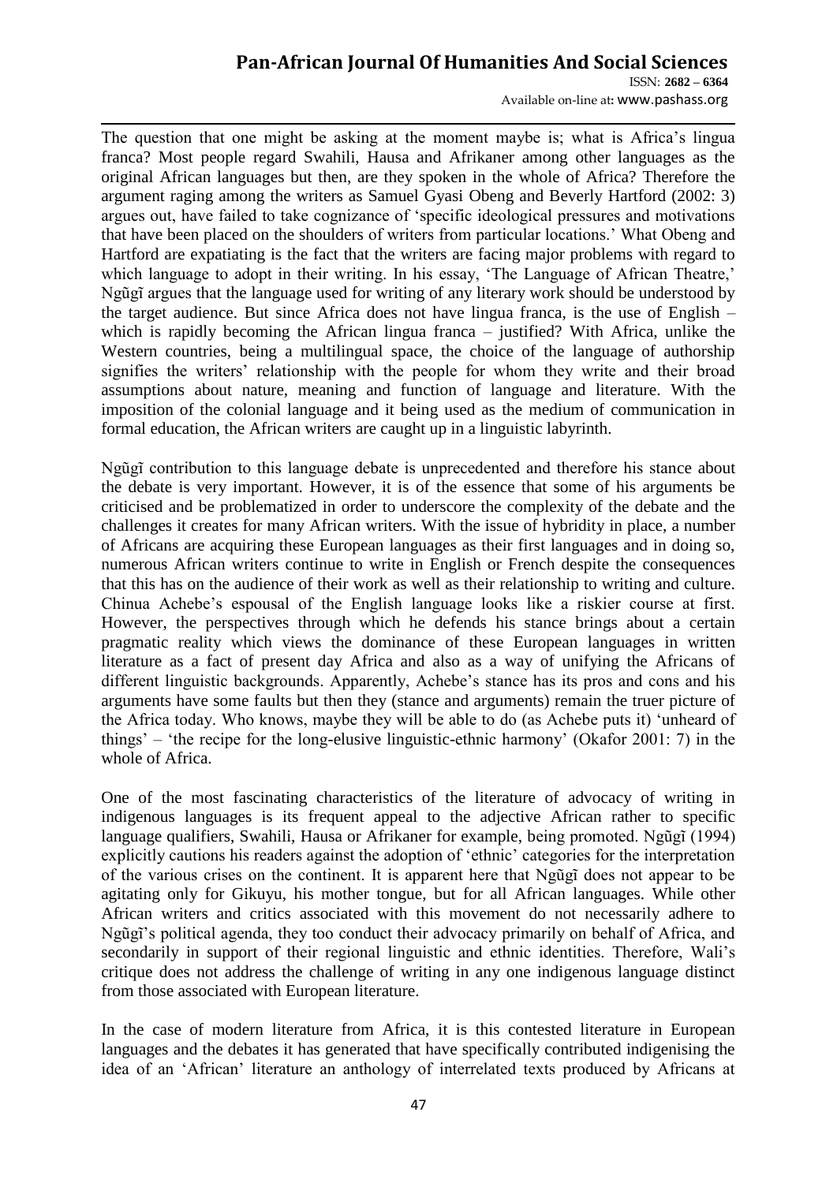The question that one might be asking at the moment maybe is; what is Africa's lingua franca? Most people regard Swahili, Hausa and Afrikaner among other languages as the original African languages but then, are they spoken in the whole of Africa? Therefore the argument raging among the writers as Samuel Gyasi Obeng and Beverly Hartford (2002: 3) argues out, have failed to take cognizance of 'specific ideological pressures and motivations that have been placed on the shoulders of writers from particular locations.' What Obeng and Hartford are expatiating is the fact that the writers are facing major problems with regard to which language to adopt in their writing. In his essay, 'The Language of African Theatre,' Ngũgĩ argues that the language used for writing of any literary work should be understood by the target audience. But since Africa does not have lingua franca, is the use of English – which is rapidly becoming the African lingua franca – justified? With Africa, unlike the Western countries, being a multilingual space, the choice of the language of authorship signifies the writers' relationship with the people for whom they write and their broad assumptions about nature, meaning and function of language and literature. With the imposition of the colonial language and it being used as the medium of communication in formal education, the African writers are caught up in a linguistic labyrinth.

Ngũgĩ contribution to this language debate is unprecedented and therefore his stance about the debate is very important. However, it is of the essence that some of his arguments be criticised and be problematized in order to underscore the complexity of the debate and the challenges it creates for many African writers. With the issue of hybridity in place, a number of Africans are acquiring these European languages as their first languages and in doing so, numerous African writers continue to write in English or French despite the consequences that this has on the audience of their work as well as their relationship to writing and culture. Chinua Achebe's espousal of the English language looks like a riskier course at first. However, the perspectives through which he defends his stance brings about a certain pragmatic reality which views the dominance of these European languages in written literature as a fact of present day Africa and also as a way of unifying the Africans of different linguistic backgrounds. Apparently, Achebe's stance has its pros and cons and his arguments have some faults but then they (stance and arguments) remain the truer picture of the Africa today. Who knows, maybe they will be able to do (as Achebe puts it) 'unheard of things' – 'the recipe for the long-elusive linguistic-ethnic harmony' (Okafor 2001: 7) in the whole of Africa.

One of the most fascinating characteristics of the literature of advocacy of writing in indigenous languages is its frequent appeal to the adjective African rather to specific language qualifiers, Swahili, Hausa or Afrikaner for example, being promoted. Ngũgĩ (1994) explicitly cautions his readers against the adoption of 'ethnic' categories for the interpretation of the various crises on the continent. It is apparent here that Ngũgĩ does not appear to be agitating only for Gikuyu, his mother tongue, but for all African languages. While other African writers and critics associated with this movement do not necessarily adhere to Ngũgĩ's political agenda, they too conduct their advocacy primarily on behalf of Africa, and secondarily in support of their regional linguistic and ethnic identities. Therefore, Wali's critique does not address the challenge of writing in any one indigenous language distinct from those associated with European literature.

In the case of modern literature from Africa, it is this contested literature in European languages and the debates it has generated that have specifically contributed indigenising the idea of an 'African' literature an anthology of interrelated texts produced by Africans at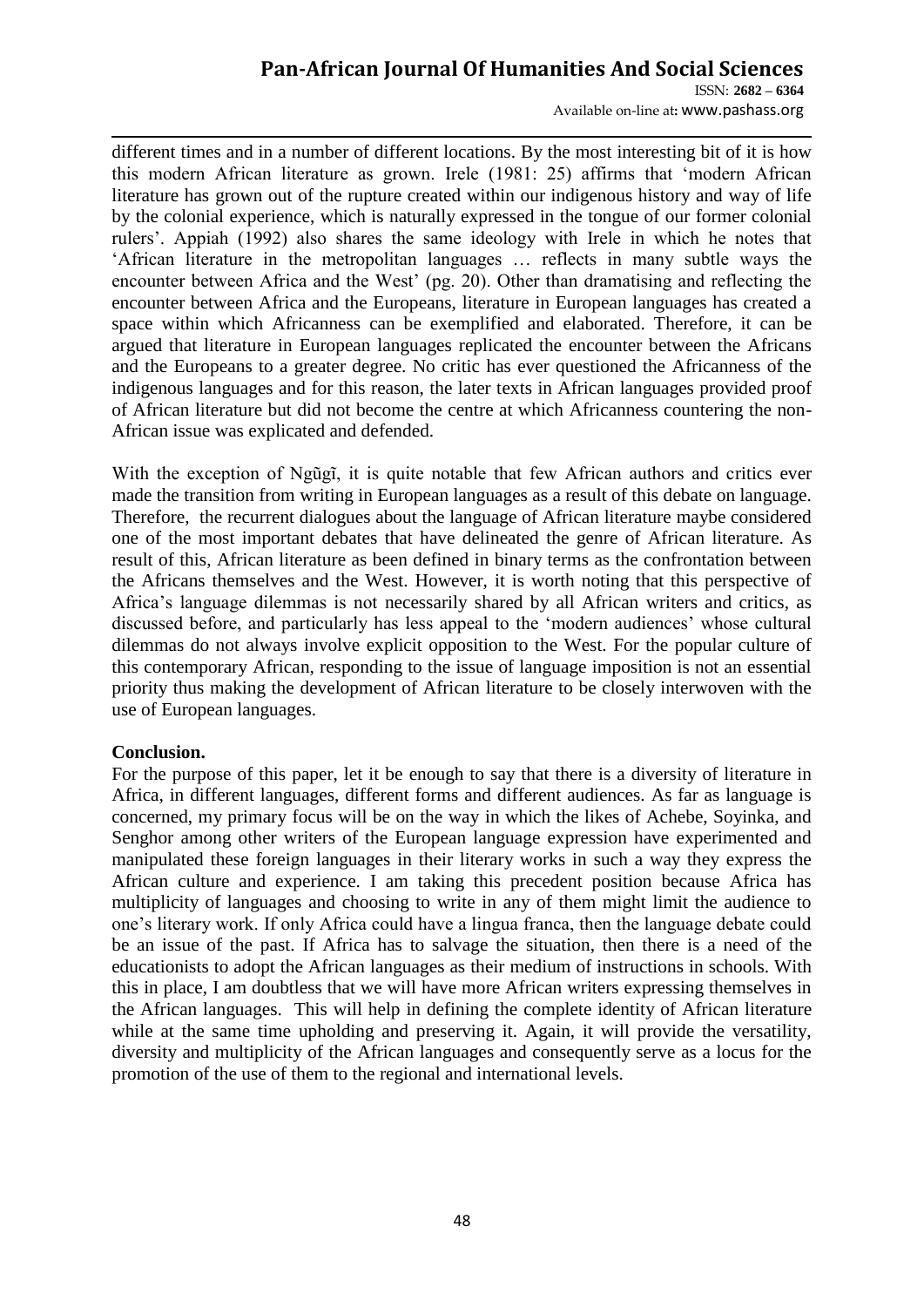different times and in a number of different locations. By the most interesting bit of it is how this modern African literature as grown. Irele (1981: 25) affirms that 'modern African literature has grown out of the rupture created within our indigenous history and way of life by the colonial experience, which is naturally expressed in the tongue of our former colonial rulers'. Appiah (1992) also shares the same ideology with Irele in which he notes that 'African literature in the metropolitan languages … reflects in many subtle ways the encounter between Africa and the West' (pg. 20). Other than dramatising and reflecting the encounter between Africa and the Europeans, literature in European languages has created a space within which Africanness can be exemplified and elaborated. Therefore, it can be argued that literature in European languages replicated the encounter between the Africans and the Europeans to a greater degree. No critic has ever questioned the Africanness of the indigenous languages and for this reason, the later texts in African languages provided proof of African literature but did not become the centre at which Africanness countering the non-African issue was explicated and defended.

With the exception of Ngũgĩ, it is quite notable that few African authors and critics ever made the transition from writing in European languages as a result of this debate on language. Therefore, the recurrent dialogues about the language of African literature maybe considered one of the most important debates that have delineated the genre of African literature. As result of this, African literature as been defined in binary terms as the confrontation between the Africans themselves and the West. However, it is worth noting that this perspective of Africa's language dilemmas is not necessarily shared by all African writers and critics, as discussed before, and particularly has less appeal to the 'modern audiences' whose cultural dilemmas do not always involve explicit opposition to the West. For the popular culture of this contemporary African, responding to the issue of language imposition is not an essential priority thus making the development of African literature to be closely interwoven with the use of European languages.

**Conclusion.**

For the purpose of this paper, let it be enough to say that there is a diversity of literature in Africa, in different languages, different forms and different audiences. As far as language is concerned, my primary focus will be on the way in which the likes of Achebe, Soyinka, and Senghor among other writers of the European language expression have experimented and manipulated these foreign languages in their literary works in such a way they express the African culture and experience. I am taking this precedent position because Africa has multiplicity of languages and choosing to write in any of them might limit the audience to one's literary work. If only Africa could have a lingua franca, then the language debate could be an issue of the past. If Africa has to salvage the situation, then there is a need of the educationists to adopt the African languages as their medium of instructions in schools. With this in place, I am doubtless that we will have more African writers expressing themselves in the African languages. This will help in defining the complete identity of African literature while at the same time upholding and preserving it. Again, it will provide the versatility, diversity and multiplicity of the African languages and consequently serve as a locus for the promotion of the use of them to the regional and international levels.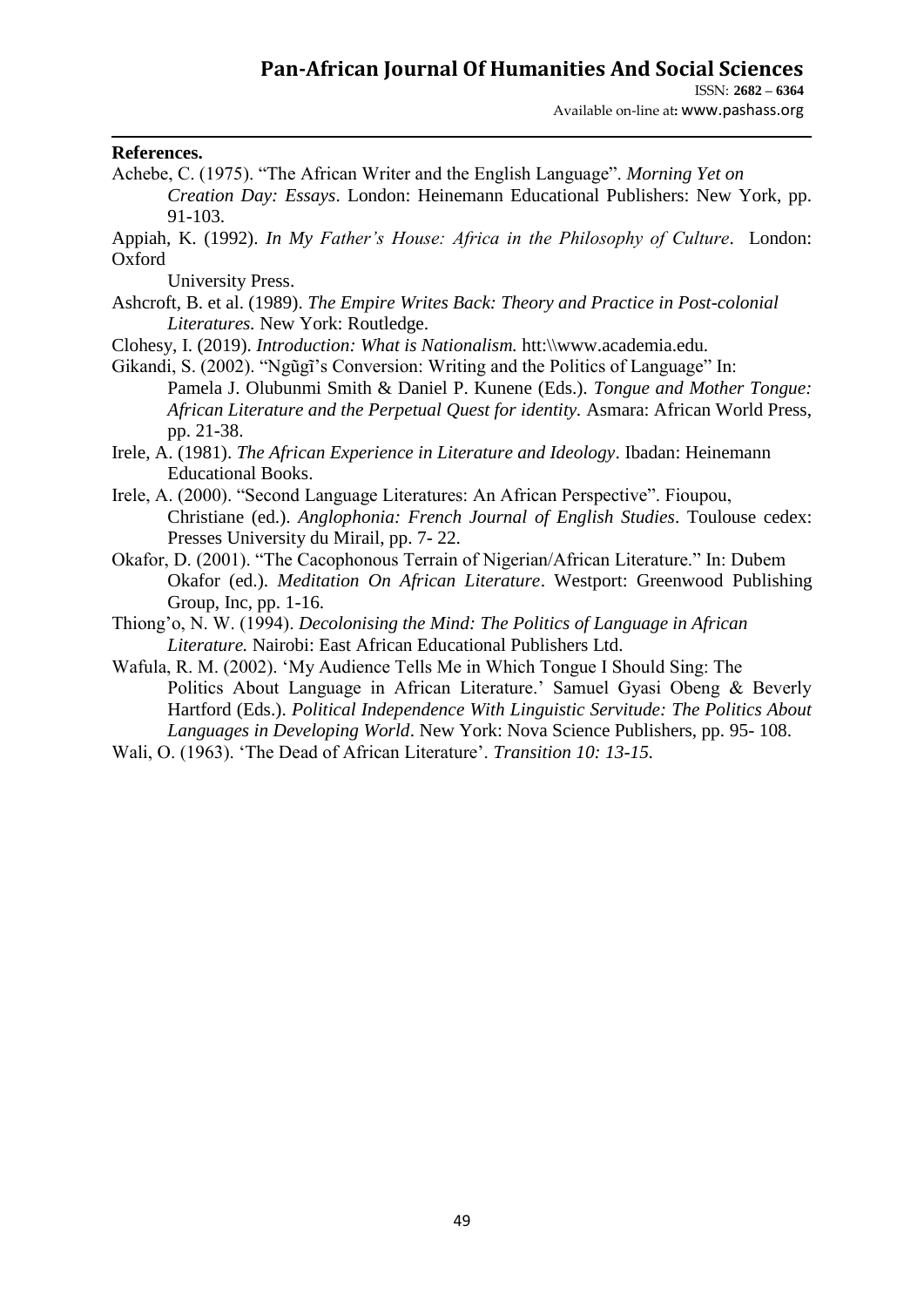**References.**

Achebe, C. (1975). "The African Writer and the English Language". *Morning Yet on Creation Day: Essays*. London: Heinemann Educational Publishers: New York, pp. 91-103.

Appiah, K. (1992). *In My Father's House: Africa in the Philosophy of Culture*. London: Oxford University Press.

Ashcroft, B. et al. (1989). *The Empire Writes Back: Theory and Practice in Post-colonial Literatures.* New York: Routledge.

Clohesy, I. (2019). *Introduction: What is Nationalism.* htt:\\www.academia.edu.

Gikandi, S. (2002). "Ngũgĩ's Conversion: Writing and the Politics of Language" In: Pamela J. Olubunmi Smith & Daniel P. Kunene (Eds.). *Tongue and Mother Tongue: African Literature and the Perpetual Quest for identity.* Asmara: African World Press, pp. 21-38.

Irele, A. (1981). *The African Experience in Literature and Ideology*. Ibadan: Heinemann Educational Books.

Irele, A. (2000). "Second Language Literatures: An African Perspective". Fioupou, Christiane (ed.). *Anglophonia: French Journal of English Studies*. Toulouse cedex: Presses University du Mirail, pp. 7- 22.

Okafor, D. (2001). "The Cacophonous Terrain of Nigerian/African Literature." In: Dubem Okafor (ed.). *Meditation On African Literature*. Westport: Greenwood Publishing Group, Inc, pp. 1-16.

Thiong'o, N. W. (1994). *Decolonising the Mind: The Politics of Language in African Literature.* Nairobi: East African Educational Publishers Ltd.

Wafula, R. M. (2002). 'My Audience Tells Me in Which Tongue I Should Sing: The Politics About Language in African Literature.' Samuel Gyasi Obeng & Beverly Hartford (Eds.). *Political Independence With Linguistic Servitude: The Politics About Languages in Developing World*. New York: Nova Science Publishers, pp. 95- 108.

Wali, O. (1963). 'The Dead of African Literature'. *Transition 10: 13-15.*